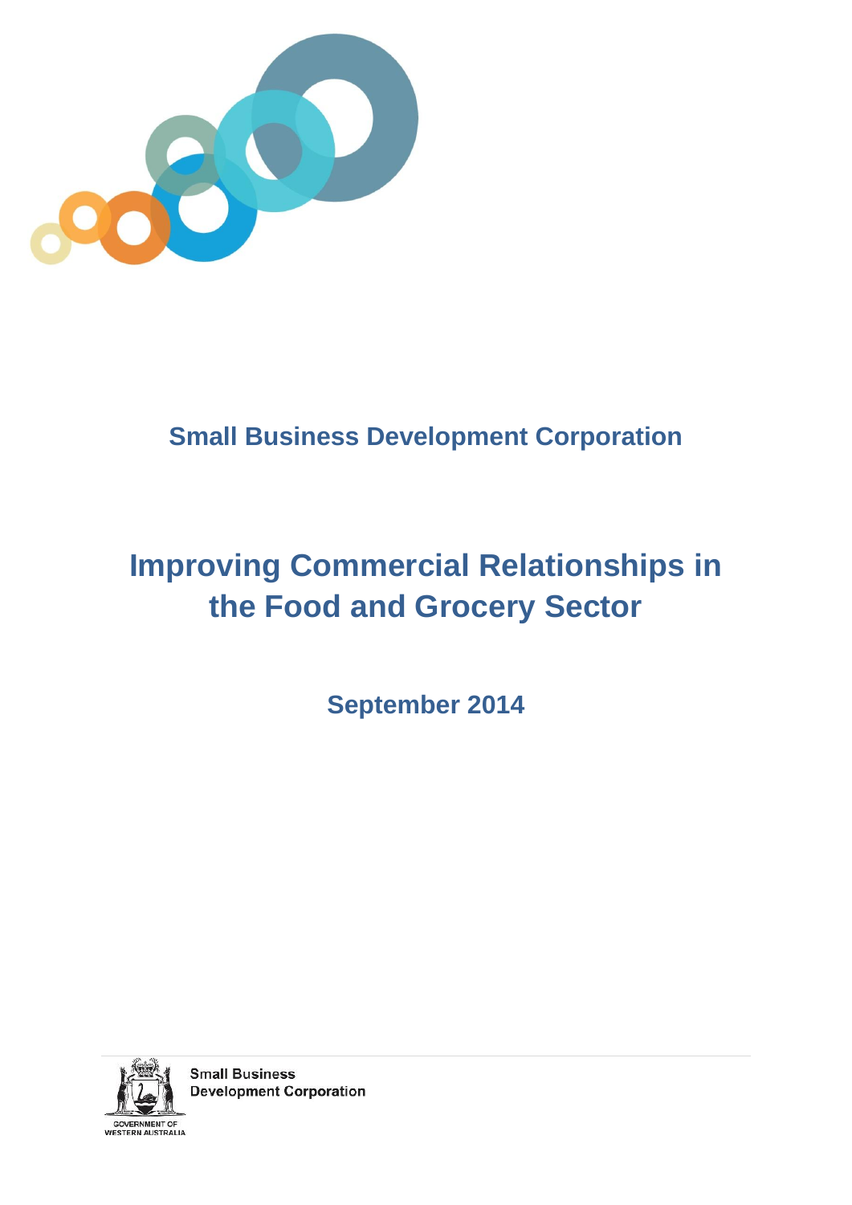**Small Business Development Corporation**

# Improving Commercial Relationships in the Food and Grocery Sector

**September 2014**

Small Business Development Corporation

GOVERNMENT OF WESTERN AUSTRALIA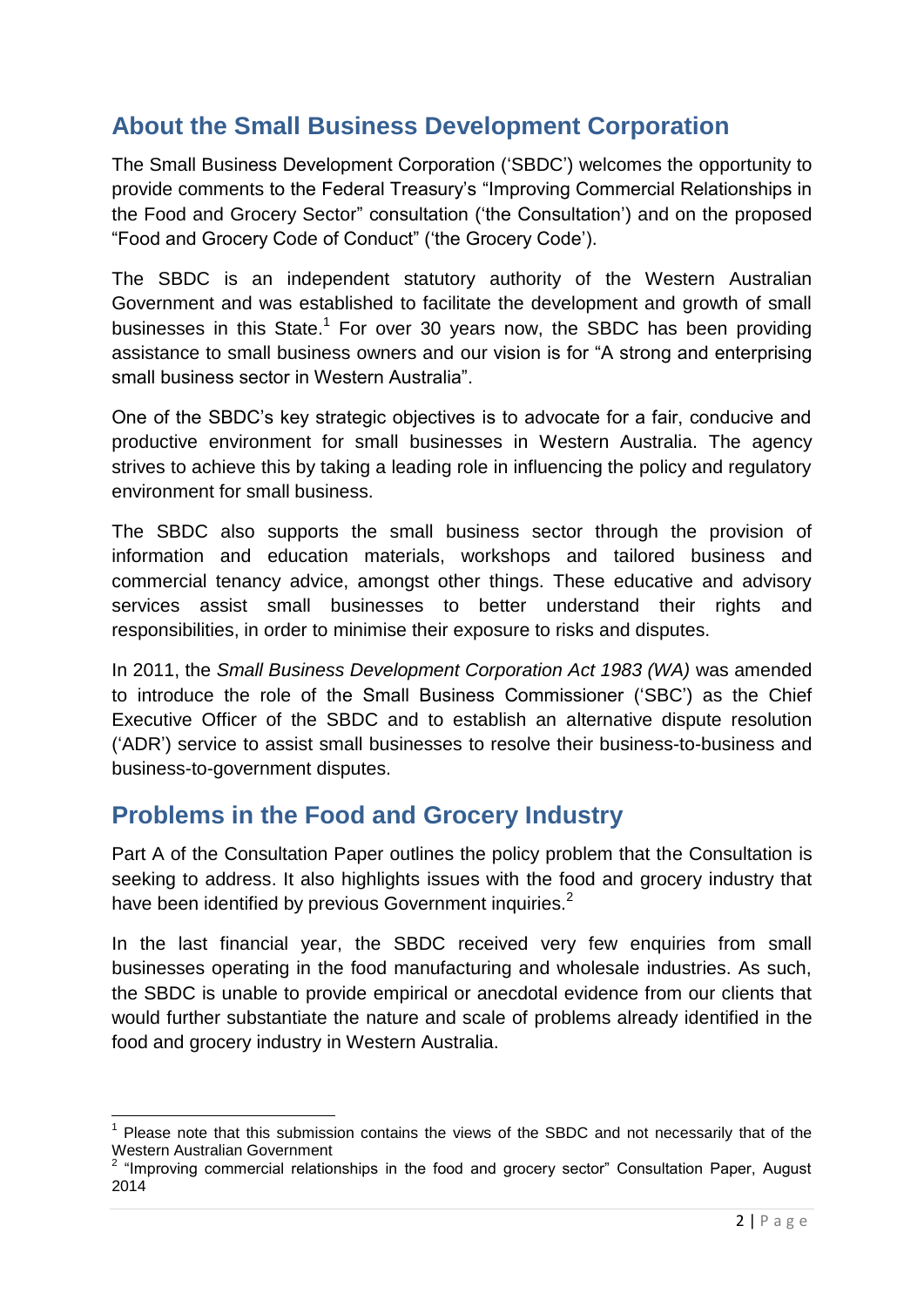## About the Small Business Development Corporation

The Small Business Development Corporation ('SBDC') welcomes the opportunity to provide comments to the Federal Treasury's "Improving Commercial Relationships in the Food and Grocery Sector" consultation ('the Consultation') and on the proposed "Food and Grocery Code of Conduct" ('the Grocery Code').

The SBDC is an independent statutory authority of the Western Australian Government and was established to facilitate the development and growth of small businesses in this State.[1] For over 30 years now, the SBDC has been providing assistance to small business owners and our vision is for "A strong and enterprising small business sector in Western Australia".

One of the SBDC's key strategic objectives is to advocate for a fair, conducive and productive environment for small businesses in Western Australia. The agency strives to achieve this by taking a leading role in influencing the policy and regulatory environment for small business.

The SBDC also supports the small business sector through the provision of information and education materials, workshops and tailored business and commercial tenancy advice, amongst other things. These educative and advisory services assist small businesses to better understand their rights and responsibilities, in order to minimise their exposure to risks and disputes.

In 2011, the *Small Business Development Corporation Act 1983 (WA)* was amended to introduce the role of the Small Business Commissioner ('SBC') as the Chief Executive Officer of the SBDC and to establish an alternative dispute resolution ('ADR') service to assist small businesses to resolve their business-to-business and business-to-government disputes.

## Problems in the Food and Grocery Industry

Part A of the Consultation Paper outlines the policy problem that the Consultation is seeking to address. It also highlights issues with the food and grocery industry that have been identified by previous Government inquiries.[2]

In the last financial year, the SBDC received very few enquiries from small businesses operating in the food manufacturing and wholesale industries. As such, the SBDC is unable to provide empirical or anecdotal evidence from our clients that would further substantiate the nature and scale of problems already identified in the food and grocery industry in Western Australia.

---

[1] Please note that this submission contains the views of the SBDC and not necessarily that of the Western Australian Government

[2] "Improving commercial relationships in the food and grocery sector" Consultation Paper, August 2014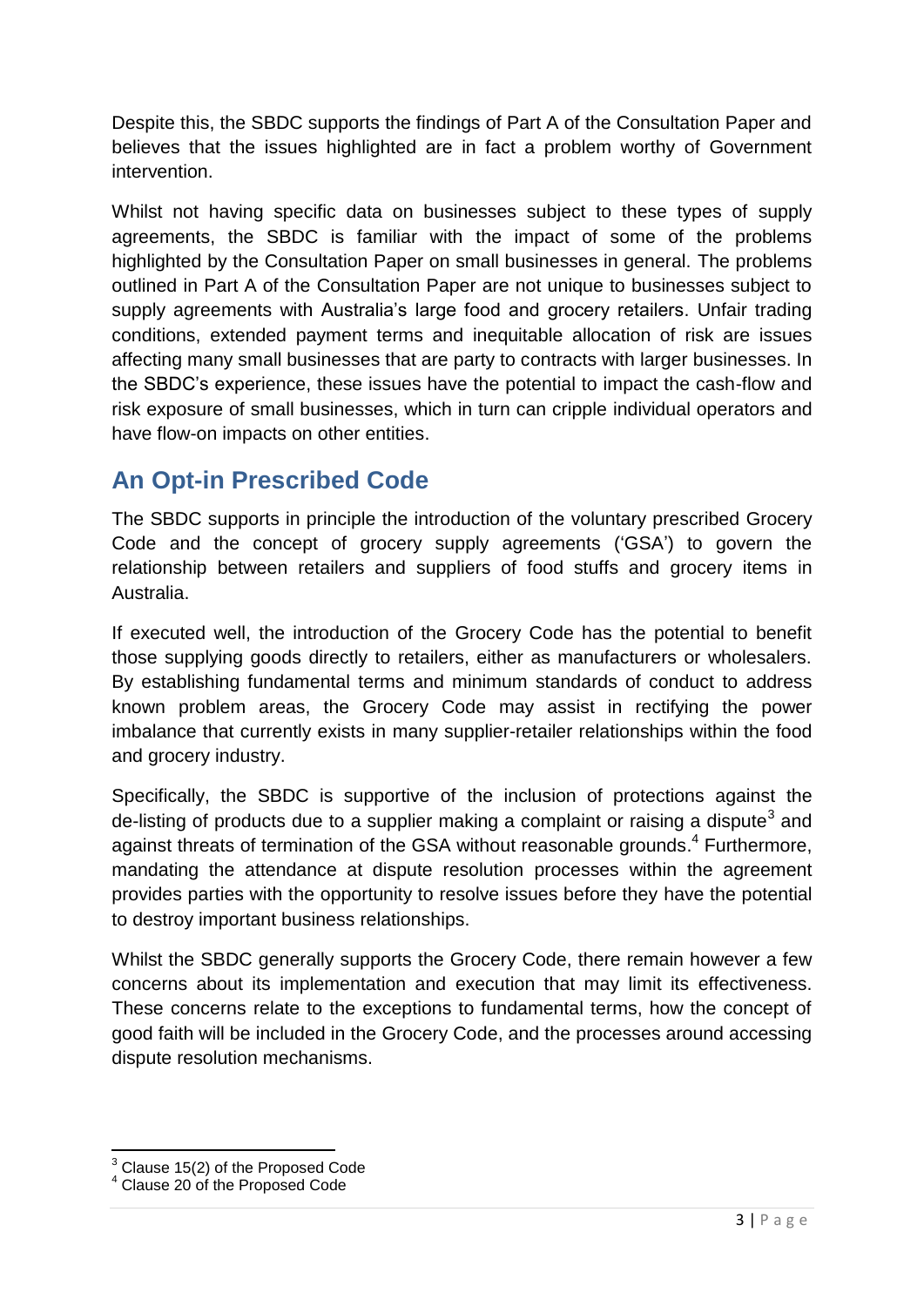Despite this, the SBDC supports the findings of Part A of the Consultation Paper and believes that the issues highlighted are in fact a problem worthy of Government intervention.

Whilst not having specific data on businesses subject to these types of supply agreements, the SBDC is familiar with the impact of some of the problems highlighted by the Consultation Paper on small businesses in general. The problems outlined in Part A of the Consultation Paper are not unique to businesses subject to supply agreements with Australia's large food and grocery retailers. Unfair trading conditions, extended payment terms and inequitable allocation of risk are issues affecting many small businesses that are party to contracts with larger businesses. In the SBDC's experience, these issues have the potential to impact the cash-flow and risk exposure of small businesses, which in turn can cripple individual operators and have flow-on impacts on other entities.

## An Opt-in Prescribed Code

The SBDC supports in principle the introduction of the voluntary prescribed Grocery Code and the concept of grocery supply agreements ('GSA') to govern the relationship between retailers and suppliers of food stuffs and grocery items in Australia.

If executed well, the introduction of the Grocery Code has the potential to benefit those supplying goods directly to retailers, either as manufacturers or wholesalers. By establishing fundamental terms and minimum standards of conduct to address known problem areas, the Grocery Code may assist in rectifying the power imbalance that currently exists in many supplier-retailer relationships within the food and grocery industry.

Specifically, the SBDC is supportive of the inclusion of protections against the de-listing of products due to a supplier making a complaint or raising a dispute[3] and against threats of termination of the GSA without reasonable grounds.[4] Furthermore, mandating the attendance at dispute resolution processes within the agreement provides parties with the opportunity to resolve issues before they have the potential to destroy important business relationships.

Whilst the SBDC generally supports the Grocery Code, there remain however a few concerns about its implementation and execution that may limit its effectiveness. These concerns relate to the exceptions to fundamental terms, how the concept of good faith will be included in the Grocery Code, and the processes around accessing dispute resolution mechanisms.

[3] Clause 15(2) of the Proposed Code

[4] Clause 20 of the Proposed Code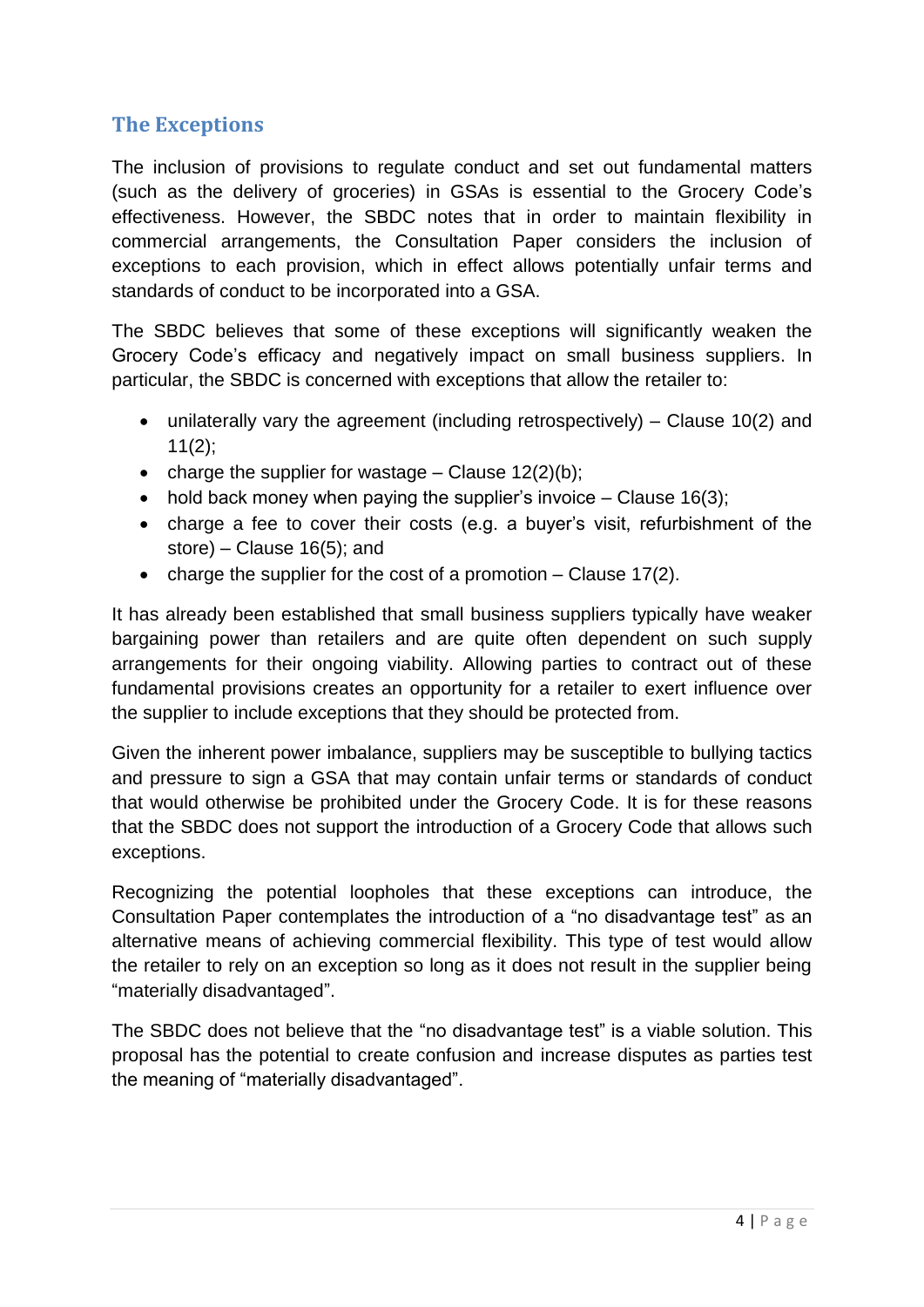## The Exceptions

The inclusion of provisions to regulate conduct and set out fundamental matters (such as the delivery of groceries) in GSAs is essential to the Grocery Code's effectiveness. However, the SBDC notes that in order to maintain flexibility in commercial arrangements, the Consultation Paper considers the inclusion of exceptions to each provision, which in effect allows potentially unfair terms and standards of conduct to be incorporated into a GSA.

The SBDC believes that some of these exceptions will significantly weaken the Grocery Code's efficacy and negatively impact on small business suppliers. In particular, the SBDC is concerned with exceptions that allow the retailer to:

- unilaterally vary the agreement (including retrospectively) – Clause 10(2) and 11(2);
- charge the supplier for wastage – Clause 12(2)(b);
- hold back money when paying the supplier's invoice – Clause 16(3);
- charge a fee to cover their costs (e.g. a buyer's visit, refurbishment of the store) – Clause 16(5); and
- charge the supplier for the cost of a promotion – Clause 17(2).

It has already been established that small business suppliers typically have weaker bargaining power than retailers and are quite often dependent on such supply arrangements for their ongoing viability. Allowing parties to contract out of these fundamental provisions creates an opportunity for a retailer to exert influence over the supplier to include exceptions that they should be protected from.

Given the inherent power imbalance, suppliers may be susceptible to bullying tactics and pressure to sign a GSA that may contain unfair terms or standards of conduct that would otherwise be prohibited under the Grocery Code. It is for these reasons that the SBDC does not support the introduction of a Grocery Code that allows such exceptions.

Recognizing the potential loopholes that these exceptions can introduce, the Consultation Paper contemplates the introduction of a "no disadvantage test" as an alternative means of achieving commercial flexibility. This type of test would allow the retailer to rely on an exception so long as it does not result in the supplier being "materially disadvantaged".

The SBDC does not believe that the "no disadvantage test" is a viable solution. This proposal has the potential to create confusion and increase disputes as parties test the meaning of "materially disadvantaged".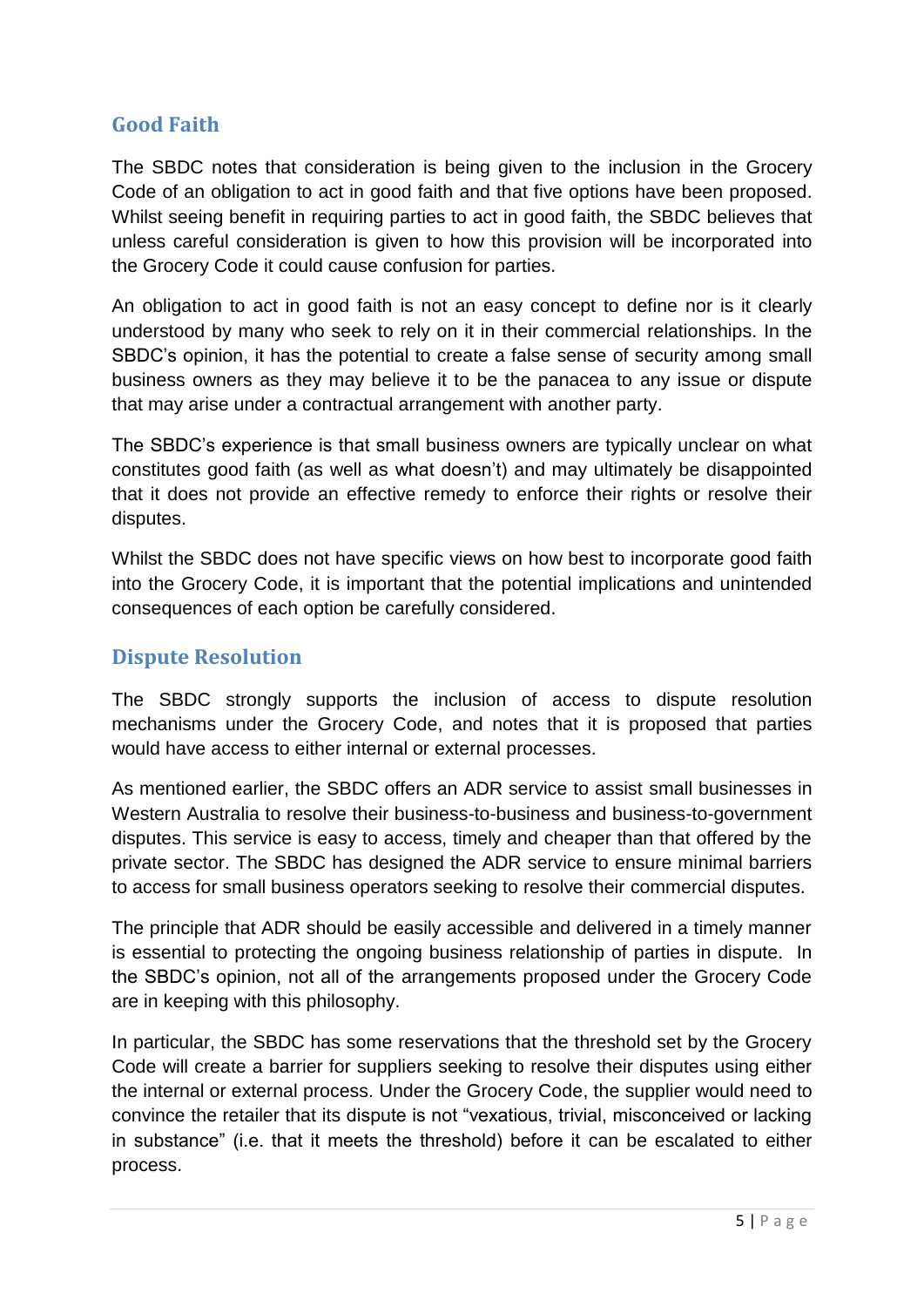## Good Faith

The SBDC notes that consideration is being given to the inclusion in the Grocery Code of an obligation to act in good faith and that five options have been proposed. Whilst seeing benefit in requiring parties to act in good faith, the SBDC believes that unless careful consideration is given to how this provision will be incorporated into the Grocery Code it could cause confusion for parties.

An obligation to act in good faith is not an easy concept to define nor is it clearly understood by many who seek to rely on it in their commercial relationships. In the SBDC's opinion, it has the potential to create a false sense of security among small business owners as they may believe it to be the panacea to any issue or dispute that may arise under a contractual arrangement with another party.

The SBDC's experience is that small business owners are typically unclear on what constitutes good faith (as well as what doesn't) and may ultimately be disappointed that it does not provide an effective remedy to enforce their rights or resolve their disputes.

Whilst the SBDC does not have specific views on how best to incorporate good faith into the Grocery Code, it is important that the potential implications and unintended consequences of each option be carefully considered.

## Dispute Resolution

The SBDC strongly supports the inclusion of access to dispute resolution mechanisms under the Grocery Code, and notes that it is proposed that parties would have access to either internal or external processes.

As mentioned earlier, the SBDC offers an ADR service to assist small businesses in Western Australia to resolve their business-to-business and business-to-government disputes. This service is easy to access, timely and cheaper than that offered by the private sector. The SBDC has designed the ADR service to ensure minimal barriers to access for small business operators seeking to resolve their commercial disputes.

The principle that ADR should be easily accessible and delivered in a timely manner is essential to protecting the ongoing business relationship of parties in dispute. In the SBDC's opinion, not all of the arrangements proposed under the Grocery Code are in keeping with this philosophy.

In particular, the SBDC has some reservations that the threshold set by the Grocery Code will create a barrier for suppliers seeking to resolve their disputes using either the internal or external process. Under the Grocery Code, the supplier would need to convince the retailer that its dispute is not "vexatious, trivial, misconceived or lacking in substance" (i.e. that it meets the threshold) before it can be escalated to either process.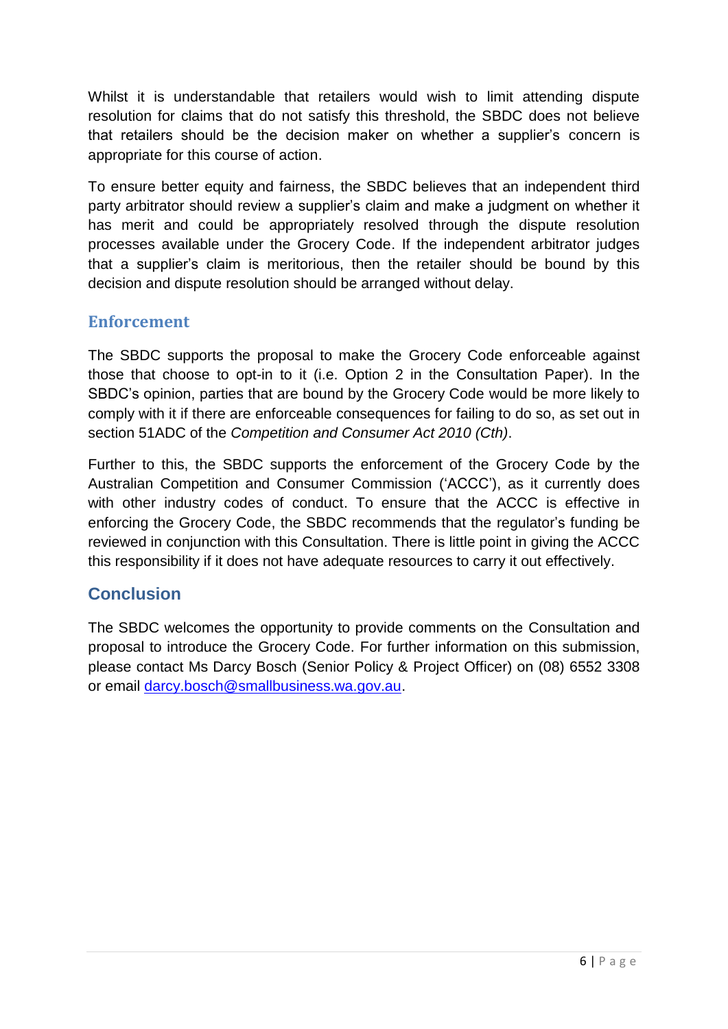Whilst it is understandable that retailers would wish to limit attending dispute resolution for claims that do not satisfy this threshold, the SBDC does not believe that retailers should be the decision maker on whether a supplier's concern is appropriate for this course of action.

To ensure better equity and fairness, the SBDC believes that an independent third party arbitrator should review a supplier's claim and make a judgment on whether it has merit and could be appropriately resolved through the dispute resolution processes available under the Grocery Code. If the independent arbitrator judges that a supplier's claim is meritorious, then the retailer should be bound by this decision and dispute resolution should be arranged without delay.

## Enforcement

The SBDC supports the proposal to make the Grocery Code enforceable against those that choose to opt-in to it (i.e. Option 2 in the Consultation Paper). In the SBDC's opinion, parties that are bound by the Grocery Code would be more likely to comply with it if there are enforceable consequences for failing to do so, as set out in section 51ADC of the *Competition and Consumer Act 2010 (Cth)*.

Further to this, the SBDC supports the enforcement of the Grocery Code by the Australian Competition and Consumer Commission ('ACCC'), as it currently does with other industry codes of conduct. To ensure that the ACCC is effective in enforcing the Grocery Code, the SBDC recommends that the regulator's funding be reviewed in conjunction with this Consultation. There is little point in giving the ACCC this responsibility if it does not have adequate resources to carry it out effectively.

## Conclusion

The SBDC welcomes the opportunity to provide comments on the Consultation and proposal to introduce the Grocery Code. For further information on this submission, please contact Ms Darcy Bosch (Senior Policy & Project Officer) on (08) 6552 3308 or email darcy.bosch@smallbusiness.wa.gov.au.